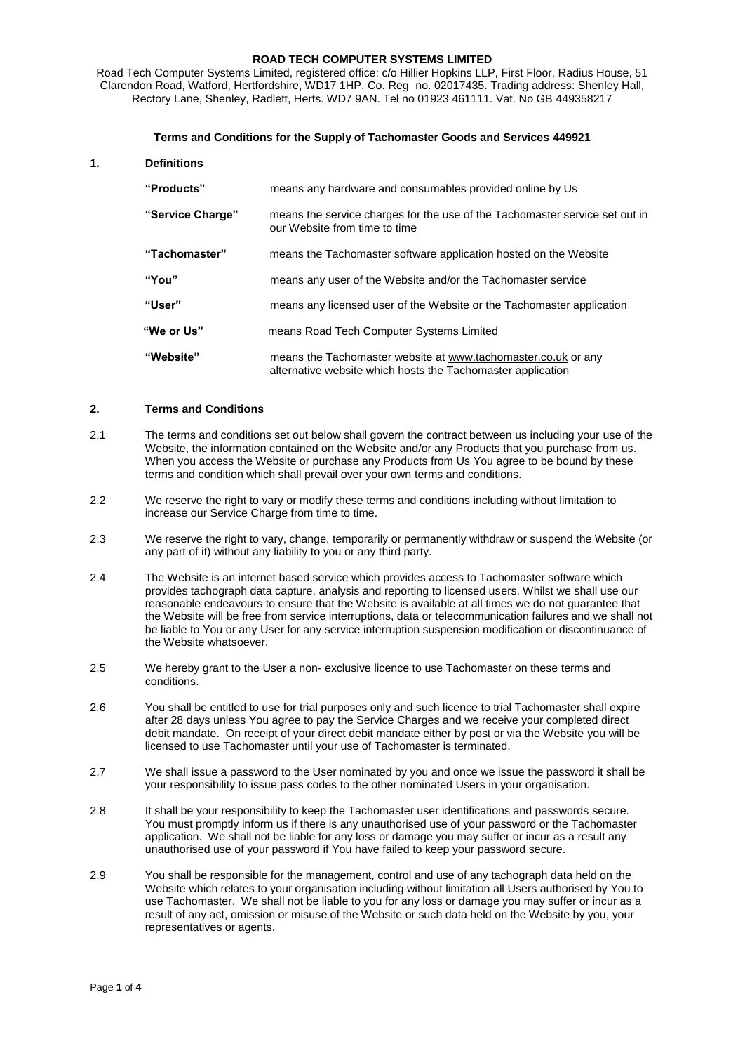**ROAD TECH COMPUTER SYSTEMS LIMITED**

Road Tech Computer Systems Limited, registered office: c/o Hillier Hopkins LLP, First Floor, Radius House, 51 Clarendon Road, Watford, Hertfordshire, WD17 1HP. Co. Reg no. 02017435. Trading address: Shenley Hall, Rectory Lane, Shenley, Radlett, Herts. WD7 9AN. Tel no 01923 461111. Vat. No GB 449358217

**Terms and Conditions for the Supply of Tachomaster Goods and Services 449921**

## 1. Definitions

| | |
|---|---|
| **"Products"** | means any hardware and consumables provided online by Us |
| **"Service Charge"** | means the service charges for the use of the Tachomaster service set out in our Website from time to time |
| **"Tachomaster"** | means the Tachomaster software application hosted on the Website |
| **"You"** | means any user of the Website and/or the Tachomaster service |
| **"User"** | means any licensed user of the Website or the Tachomaster application |
| **"We or Us"** | means Road Tech Computer Systems Limited |
| **"Website"** | means the Tachomaster website at www.tachomaster.co.uk or any alternative website which hosts the Tachomaster application |

## 2. Terms and Conditions

2.1 The terms and conditions set out below shall govern the contract between us including your use of the Website, the information contained on the Website and/or any Products that you purchase from us. When you access the Website or purchase any Products from Us You agree to be bound by these terms and condition which shall prevail over your own terms and conditions.

2.2 We reserve the right to vary or modify these terms and conditions including without limitation to increase our Service Charge from time to time.

2.3 We reserve the right to vary, change, temporarily or permanently withdraw or suspend the Website (or any part of it) without any liability to you or any third party.

2.4 The Website is an internet based service which provides access to Tachomaster software which provides tachograph data capture, analysis and reporting to licensed users. Whilst we shall use our reasonable endeavours to ensure that the Website is available at all times we do not guarantee that the Website will be free from service interruptions, data or telecommunication failures and we shall not be liable to You or any User for any service interruption suspension modification or discontinuance of the Website whatsoever.

2.5 We hereby grant to the User a non- exclusive licence to use Tachomaster on these terms and conditions.

2.6 You shall be entitled to use for trial purposes only and such licence to trial Tachomaster shall expire after 28 days unless You agree to pay the Service Charges and we receive your completed direct debit mandate. On receipt of your direct debit mandate either by post or via the Website you will be licensed to use Tachomaster until your use of Tachomaster is terminated.

2.7 We shall issue a password to the User nominated by you and once we issue the password it shall be your responsibility to issue pass codes to the other nominated Users in your organisation.

2.8 It shall be your responsibility to keep the Tachomaster user identifications and passwords secure. You must promptly inform us if there is any unauthorised use of your password or the Tachomaster application. We shall not be liable for any loss or damage you may suffer or incur as a result any unauthorised use of your password if You have failed to keep your password secure.

2.9 You shall be responsible for the management, control and use of any tachograph data held on the Website which relates to your organisation including without limitation all Users authorised by You to use Tachomaster. We shall not be liable to you for any loss or damage you may suffer or incur as a result of any act, omission or misuse of the Website or such data held on the Website by you, your representatives or agents.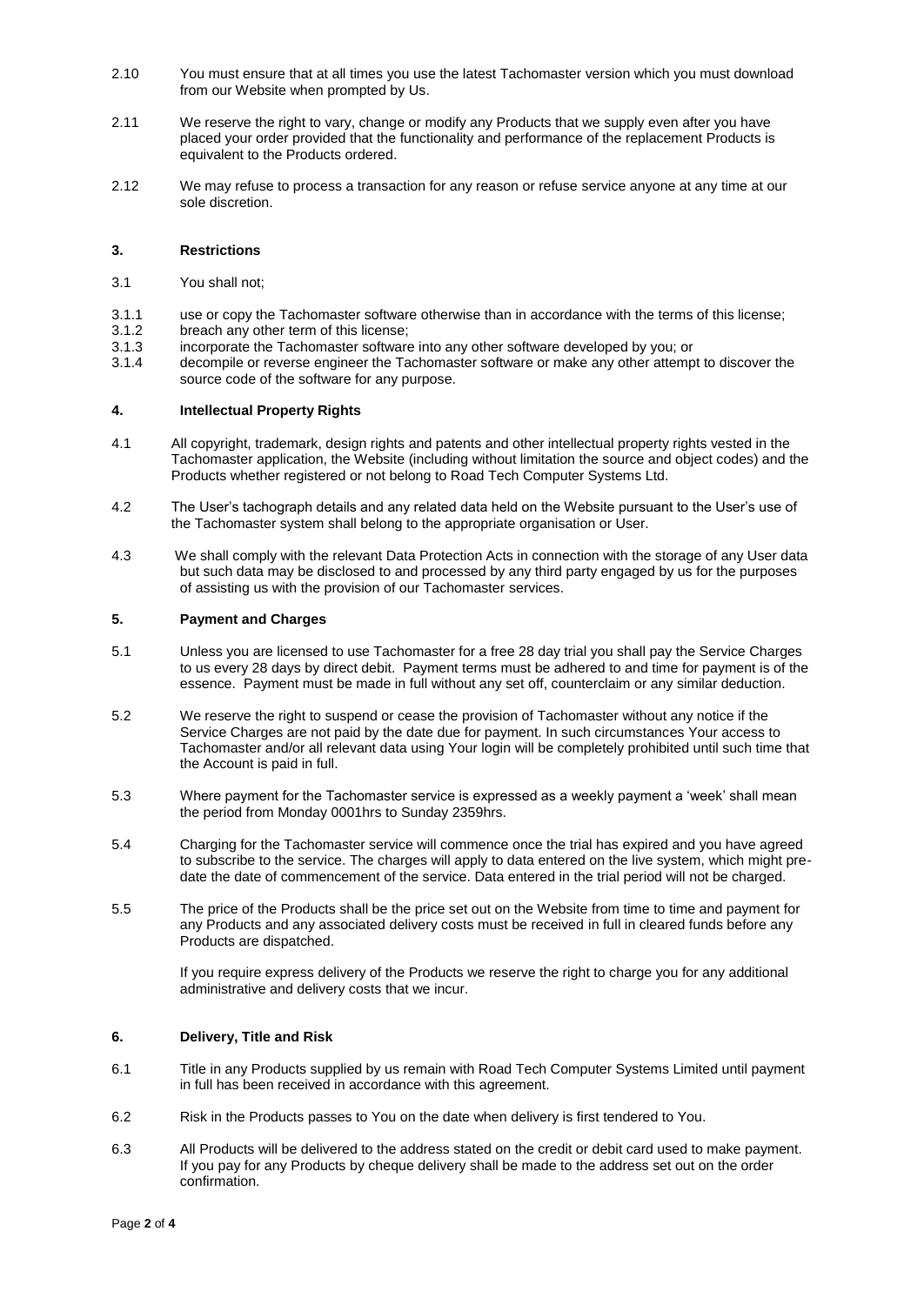2.10 You must ensure that at all times you use the latest Tachomaster version which you must download from our Website when prompted by Us.

2.11 We reserve the right to vary, change or modify any Products that we supply even after you have placed your order provided that the functionality and performance of the replacement Products is equivalent to the Products ordered.

2.12 We may refuse to process a transaction for any reason or refuse service anyone at any time at our sole discretion.

## 3. Restrictions

3.1 You shall not;

3.1.1 use or copy the Tachomaster software otherwise than in accordance with the terms of this license;
3.1.2 breach any other term of this license;
3.1.3 incorporate the Tachomaster software into any other software developed by you; or
3.1.4 decompile or reverse engineer the Tachomaster software or make any other attempt to discover the source code of the software for any purpose.

## 4. Intellectual Property Rights

4.1 All copyright, trademark, design rights and patents and other intellectual property rights vested in the Tachomaster application, the Website (including without limitation the source and object codes) and the Products whether registered or not belong to Road Tech Computer Systems Ltd.

4.2 The User's tachograph details and any related data held on the Website pursuant to the User's use of the Tachomaster system shall belong to the appropriate organisation or User.

4.3 We shall comply with the relevant Data Protection Acts in connection with the storage of any User data but such data may be disclosed to and processed by any third party engaged by us for the purposes of assisting us with the provision of our Tachomaster services.

## 5. Payment and Charges

5.1 Unless you are licensed to use Tachomaster for a free 28 day trial you shall pay the Service Charges to us every 28 days by direct debit. Payment terms must be adhered to and time for payment is of the essence. Payment must be made in full without any set off, counterclaim or any similar deduction.

5.2 We reserve the right to suspend or cease the provision of Tachomaster without any notice if the Service Charges are not paid by the date due for payment. In such circumstances Your access to Tachomaster and/or all relevant data using Your login will be completely prohibited until such time that the Account is paid in full.

5.3 Where payment for the Tachomaster service is expressed as a weekly payment a 'week' shall mean the period from Monday 0001hrs to Sunday 2359hrs.

5.4 Charging for the Tachomaster service will commence once the trial has expired and you have agreed to subscribe to the service. The charges will apply to data entered on the live system, which might pre-date the date of commencement of the service. Data entered in the trial period will not be charged.

5.5 The price of the Products shall be the price set out on the Website from time to time and payment for any Products and any associated delivery costs must be received in full in cleared funds before any Products are dispatched.

If you require express delivery of the Products we reserve the right to charge you for any additional administrative and delivery costs that we incur.

## 6. Delivery, Title and Risk

6.1 Title in any Products supplied by us remain with Road Tech Computer Systems Limited until payment in full has been received in accordance with this agreement.

6.2 Risk in the Products passes to You on the date when delivery is first tendered to You.

6.3 All Products will be delivered to the address stated on the credit or debit card used to make payment. If you pay for any Products by cheque delivery shall be made to the address set out on the order confirmation.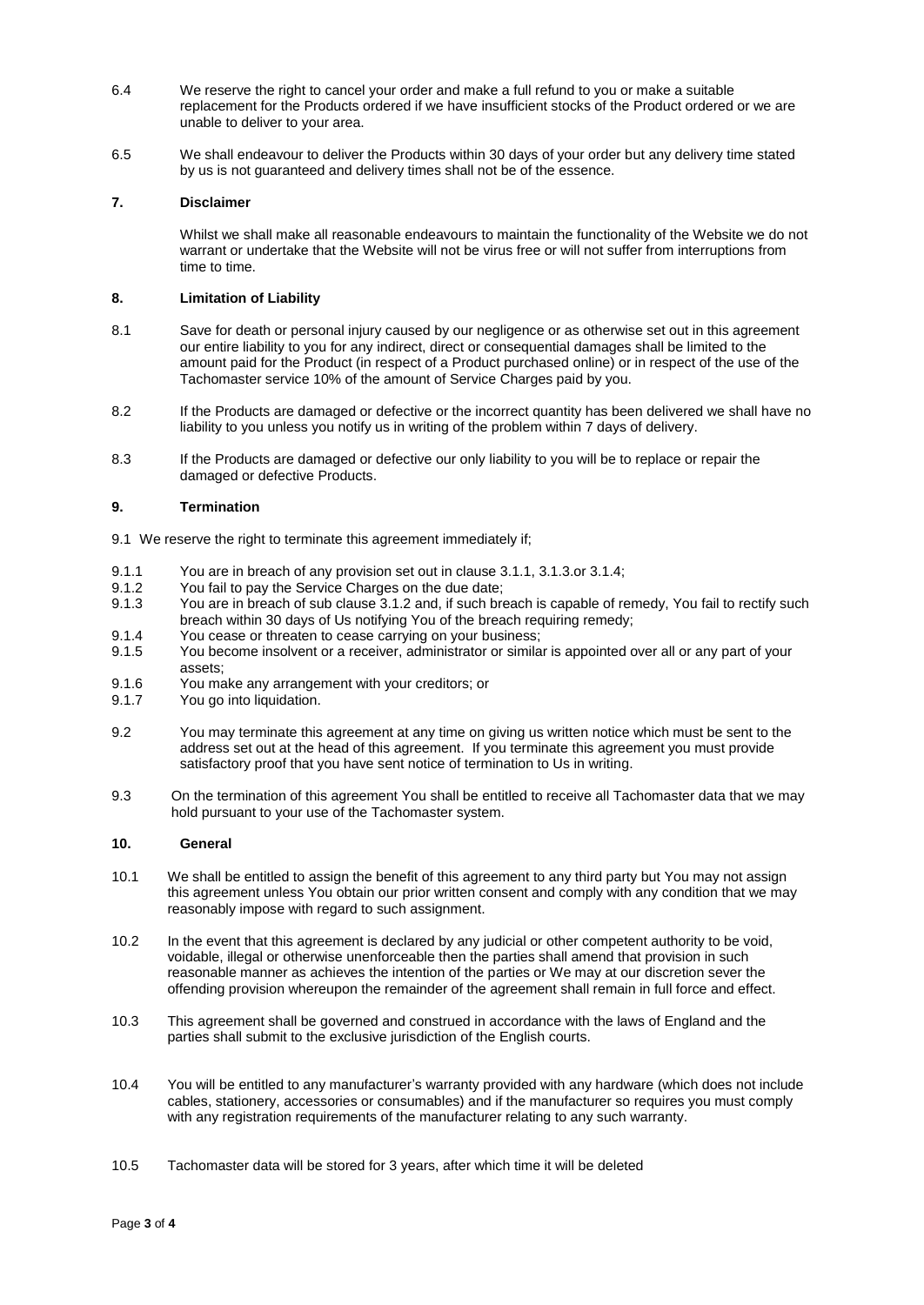6.4 We reserve the right to cancel your order and make a full refund to you or make a suitable replacement for the Products ordered if we have insufficient stocks of the Product ordered or we are unable to deliver to your area.

6.5 We shall endeavour to deliver the Products within 30 days of your order but any delivery time stated by us is not guaranteed and delivery times shall not be of the essence.

## 7. Disclaimer

Whilst we shall make all reasonable endeavours to maintain the functionality of the Website we do not warrant or undertake that the Website will not be virus free or will not suffer from interruptions from time to time.

## 8. Limitation of Liability

8.1 Save for death or personal injury caused by our negligence or as otherwise set out in this agreement our entire liability to you for any indirect, direct or consequential damages shall be limited to the amount paid for the Product (in respect of a Product purchased online) or in respect of the use of the Tachomaster service 10% of the amount of Service Charges paid by you.

8.2 If the Products are damaged or defective or the incorrect quantity has been delivered we shall have no liability to you unless you notify us in writing of the problem within 7 days of delivery.

8.3 If the Products are damaged or defective our only liability to you will be to replace or repair the damaged or defective Products.

## 9. Termination

9.1 We reserve the right to terminate this agreement immediately if;

9.1.1 You are in breach of any provision set out in clause 3.1.1, 3.1.3.or 3.1.4;
9.1.2 You fail to pay the Service Charges on the due date;
9.1.3 You are in breach of sub clause 3.1.2 and, if such breach is capable of remedy, You fail to rectify such breach within 30 days of Us notifying You of the breach requiring remedy;
9.1.4 You cease or threaten to cease carrying on your business;
9.1.5 You become insolvent or a receiver, administrator or similar is appointed over all or any part of your assets;
9.1.6 You make any arrangement with your creditors; or
9.1.7 You go into liquidation.

9.2 You may terminate this agreement at any time on giving us written notice which must be sent to the address set out at the head of this agreement. If you terminate this agreement you must provide satisfactory proof that you have sent notice of termination to Us in writing.

9.3 On the termination of this agreement You shall be entitled to receive all Tachomaster data that we may hold pursuant to your use of the Tachomaster system.

## 10. General

10.1 We shall be entitled to assign the benefit of this agreement to any third party but You may not assign this agreement unless You obtain our prior written consent and comply with any condition that we may reasonably impose with regard to such assignment.

10.2 In the event that this agreement is declared by any judicial or other competent authority to be void, voidable, illegal or otherwise unenforceable then the parties shall amend that provision in such reasonable manner as achieves the intention of the parties or We may at our discretion sever the offending provision whereupon the remainder of the agreement shall remain in full force and effect.

10.3 This agreement shall be governed and construed in accordance with the laws of England and the parties shall submit to the exclusive jurisdiction of the English courts.

10.4 You will be entitled to any manufacturer's warranty provided with any hardware (which does not include cables, stationery, accessories or consumables) and if the manufacturer so requires you must comply with any registration requirements of the manufacturer relating to any such warranty.

10.5 Tachomaster data will be stored for 3 years, after which time it will be deleted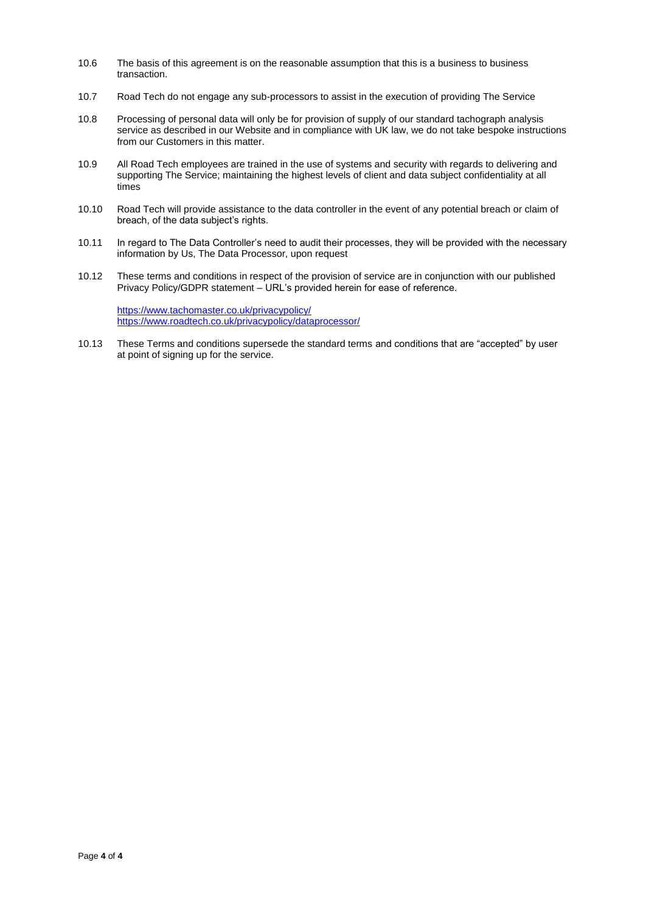10.6 The basis of this agreement is on the reasonable assumption that this is a business to business transaction.

10.7 Road Tech do not engage any sub-processors to assist in the execution of providing The Service

10.8 Processing of personal data will only be for provision of supply of our standard tachograph analysis service as described in our Website and in compliance with UK law, we do not take bespoke instructions from our Customers in this matter.

10.9 All Road Tech employees are trained in the use of systems and security with regards to delivering and supporting The Service; maintaining the highest levels of client and data subject confidentiality at all times

10.10 Road Tech will provide assistance to the data controller in the event of any potential breach or claim of breach, of the data subject's rights.

10.11 In regard to The Data Controller's need to audit their processes, they will be provided with the necessary information by Us, The Data Processor, upon request

10.12 These terms and conditions in respect of the provision of service are in conjunction with our published Privacy Policy/GDPR statement – URL's provided herein for ease of reference.

[https://www.tachomaster.co.uk/privacypolicy/](https://www.tachomaster.co.uk/privacypolicy/)
[https://www.roadtech.co.uk/privacypolicy/dataprocessor/](https://www.roadtech.co.uk/privacypolicy/dataprocessor/)

10.13 These Terms and conditions supersede the standard terms and conditions that are "accepted" by user at point of signing up for the service.